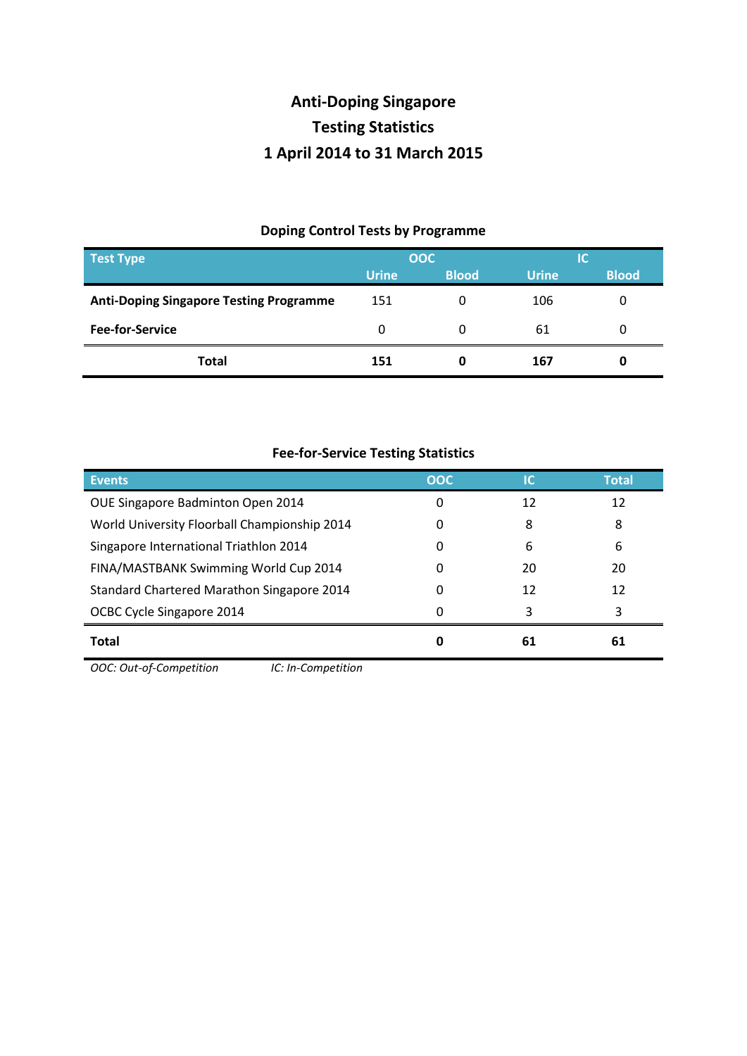# Anti-Doping Singapore
# Testing Statistics
# 1 April 2014 to 31 March 2015

### Doping Control Tests by Programme

| Test Type | OOC | | IC | |
|---|---|---|---|---|
| | Urine | Blood | Urine | Blood |
| **Anti-Doping Singapore Testing Programme** | 151 | 0 | 106 | 0 |
| **Fee-for-Service** | 0 | 0 | 61 | 0 |
| **Total** | **151** | **0** | **167** | **0** |

### Fee-for-Service Testing Statistics

| Events | OOC | IC | Total |
|---|---|---|---|
| OUE Singapore Badminton Open 2014 | 0 | 12 | 12 |
| World University Floorball Championship 2014 | 0 | 8 | 8 |
| Singapore International Triathlon 2014 | 0 | 6 | 6 |
| FINA/MASTBANK Swimming World Cup 2014 | 0 | 20 | 20 |
| Standard Chartered Marathon Singapore 2014 | 0 | 12 | 12 |
| OCBC Cycle Singapore 2014 | 0 | 3 | 3 |
| **Total** | **0** | **61** | **61** |

*OOC: Out-of-Competition* *IC: In-Competition*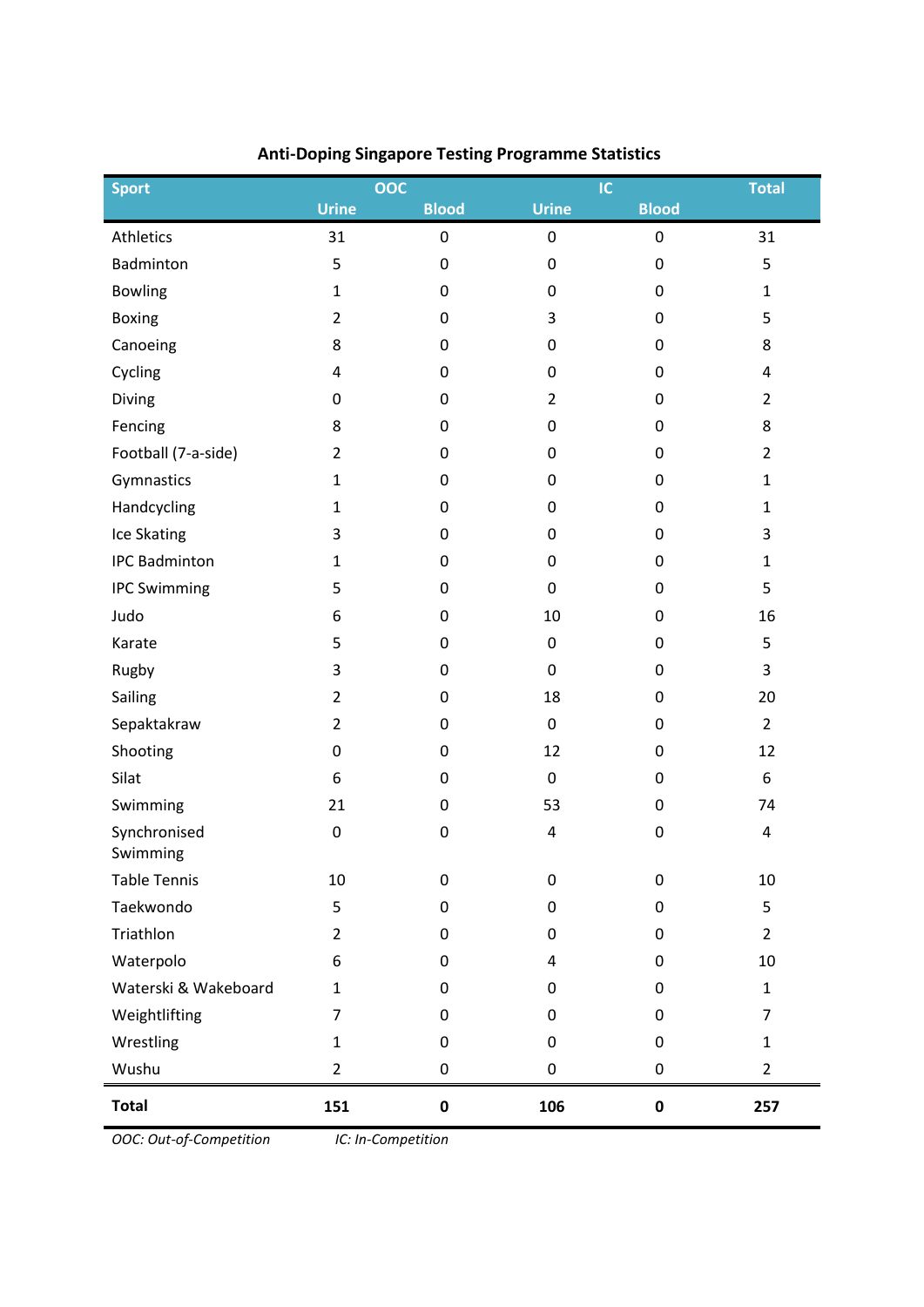**Anti-Doping Singapore Testing Programme Statistics**

| Sport | OOC | | IC | | Total |
|---|---|---|---|---|---|
| | Urine | Blood | Urine | Blood | |
| Athletics | 31 | 0 | 0 | 0 | 31 |
| Badminton | 5 | 0 | 0 | 0 | 5 |
| Bowling | 1 | 0 | 0 | 0 | 1 |
| Boxing | 2 | 0 | 3 | 0 | 5 |
| Canoeing | 8 | 0 | 0 | 0 | 8 |
| Cycling | 4 | 0 | 0 | 0 | 4 |
| Diving | 0 | 0 | 2 | 0 | 2 |
| Fencing | 8 | 0 | 0 | 0 | 8 |
| Football (7-a-side) | 2 | 0 | 0 | 0 | 2 |
| Gymnastics | 1 | 0 | 0 | 0 | 1 |
| Handcycling | 1 | 0 | 0 | 0 | 1 |
| Ice Skating | 3 | 0 | 0 | 0 | 3 |
| IPC Badminton | 1 | 0 | 0 | 0 | 1 |
| IPC Swimming | 5 | 0 | 0 | 0 | 5 |
| Judo | 6 | 0 | 10 | 0 | 16 |
| Karate | 5 | 0 | 0 | 0 | 5 |
| Rugby | 3 | 0 | 0 | 0 | 3 |
| Sailing | 2 | 0 | 18 | 0 | 20 |
| Sepaktakraw | 2 | 0 | 0 | 0 | 2 |
| Shooting | 0 | 0 | 12 | 0 | 12 |
| Silat | 6 | 0 | 0 | 0 | 6 |
| Swimming | 21 | 0 | 53 | 0 | 74 |
| Synchronised Swimming | 0 | 0 | 4 | 0 | 4 |
| Table Tennis | 10 | 0 | 0 | 0 | 10 |
| Taekwondo | 5 | 0 | 0 | 0 | 5 |
| Triathlon | 2 | 0 | 0 | 0 | 2 |
| Waterpolo | 6 | 0 | 4 | 0 | 10 |
| Waterski & Wakeboard | 1 | 0 | 0 | 0 | 1 |
| Weightlifting | 7 | 0 | 0 | 0 | 7 |
| Wrestling | 1 | 0 | 0 | 0 | 1 |
| Wushu | 2 | 0 | 0 | 0 | 2 |
| **Total** | **151** | **0** | **106** | **0** | **257** |

*OOC: Out-of-Competition* *IC: In-Competition*